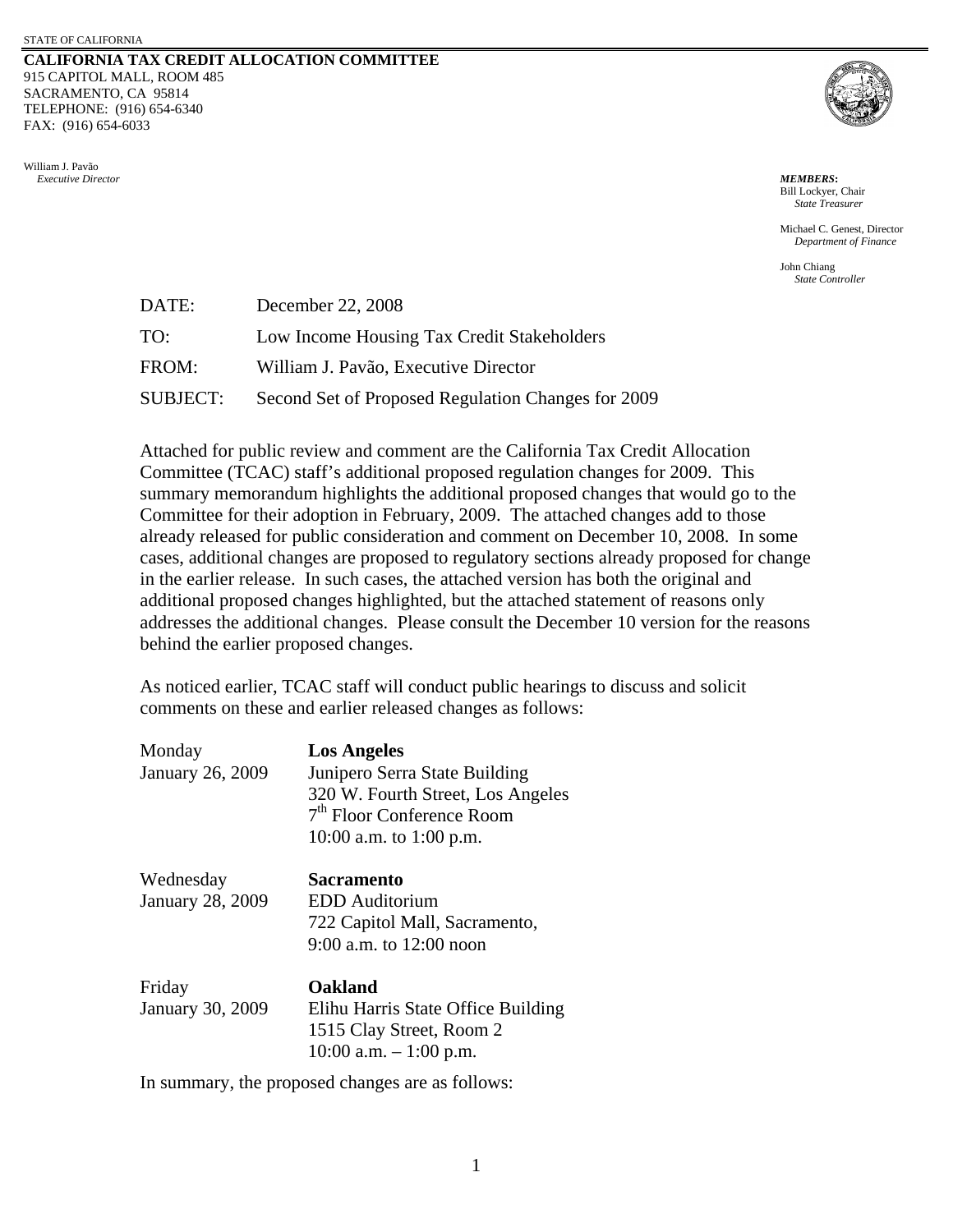STATE OF CALIFORNIA

**CALIFORNIA TAX CREDIT ALLOCATION COMMITTEE**
915 CAPITOL MALL, ROOM 485
SACRAMENTO, CA 95814
TELEPHONE: (916) 654-6340
FAX: (916) 654-6033

William J. Pavão
*Executive Director*

***MEMBERS*:**
Bill Lockyer, Chair
*State Treasurer*

Michael C. Genest, Director
*Department of Finance*

John Chiang
*State Controller*

DATE: December 22, 2008

TO: Low Income Housing Tax Credit Stakeholders

FROM: William J. Pavão, Executive Director

SUBJECT: Second Set of Proposed Regulation Changes for 2009

Attached for public review and comment are the California Tax Credit Allocation Committee (TCAC) staff's additional proposed regulation changes for 2009. This summary memorandum highlights the additional proposed changes that would go to the Committee for their adoption in February, 2009. The attached changes add to those already released for public consideration and comment on December 10, 2008. In some cases, additional changes are proposed to regulatory sections already proposed for change in the earlier release. In such cases, the attached version has both the original and additional proposed changes highlighted, but the attached statement of reasons only addresses the additional changes. Please consult the December 10 version for the reasons behind the earlier proposed changes.

As noticed earlier, TCAC staff will conduct public hearings to discuss and solicit comments on these and earlier released changes as follows:

Monday
January 26, 2009

**Los Angeles**
Junipero Serra State Building
320 W. Fourth Street, Los Angeles
7th Floor Conference Room
10:00 a.m. to 1:00 p.m.

Wednesday
January 28, 2009

**Sacramento**
EDD Auditorium
722 Capitol Mall, Sacramento,
9:00 a.m. to 12:00 noon

Friday
January 30, 2009

**Oakland**
Elihu Harris State Office Building
1515 Clay Street, Room 2
10:00 a.m. – 1:00 p.m.

In summary, the proposed changes are as follows: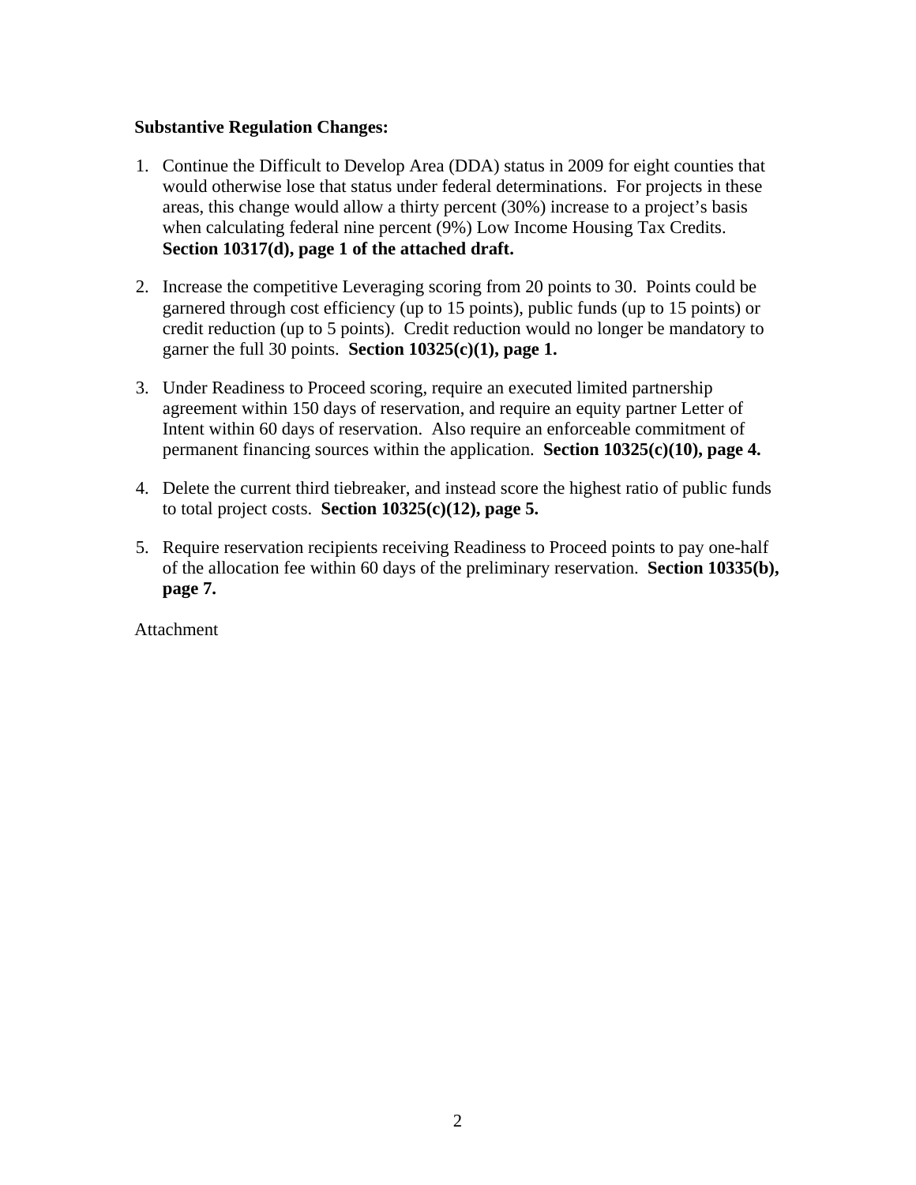**Substantive Regulation Changes:**

1. Continue the Difficult to Develop Area (DDA) status in 2009 for eight counties that would otherwise lose that status under federal determinations. For projects in these areas, this change would allow a thirty percent (30%) increase to a project's basis when calculating federal nine percent (9%) Low Income Housing Tax Credits. **Section 10317(d), page 1 of the attached draft.**

2. Increase the competitive Leveraging scoring from 20 points to 30. Points could be garnered through cost efficiency (up to 15 points), public funds (up to 15 points) or credit reduction (up to 5 points). Credit reduction would no longer be mandatory to garner the full 30 points. **Section 10325(c)(1), page 1.**

3. Under Readiness to Proceed scoring, require an executed limited partnership agreement within 150 days of reservation, and require an equity partner Letter of Intent within 60 days of reservation. Also require an enforceable commitment of permanent financing sources within the application. **Section 10325(c)(10), page 4.**

4. Delete the current third tiebreaker, and instead score the highest ratio of public funds to total project costs. **Section 10325(c)(12), page 5.**

5. Require reservation recipients receiving Readiness to Proceed points to pay one-half of the allocation fee within 60 days of the preliminary reservation. **Section 10335(b), page 7.**

Attachment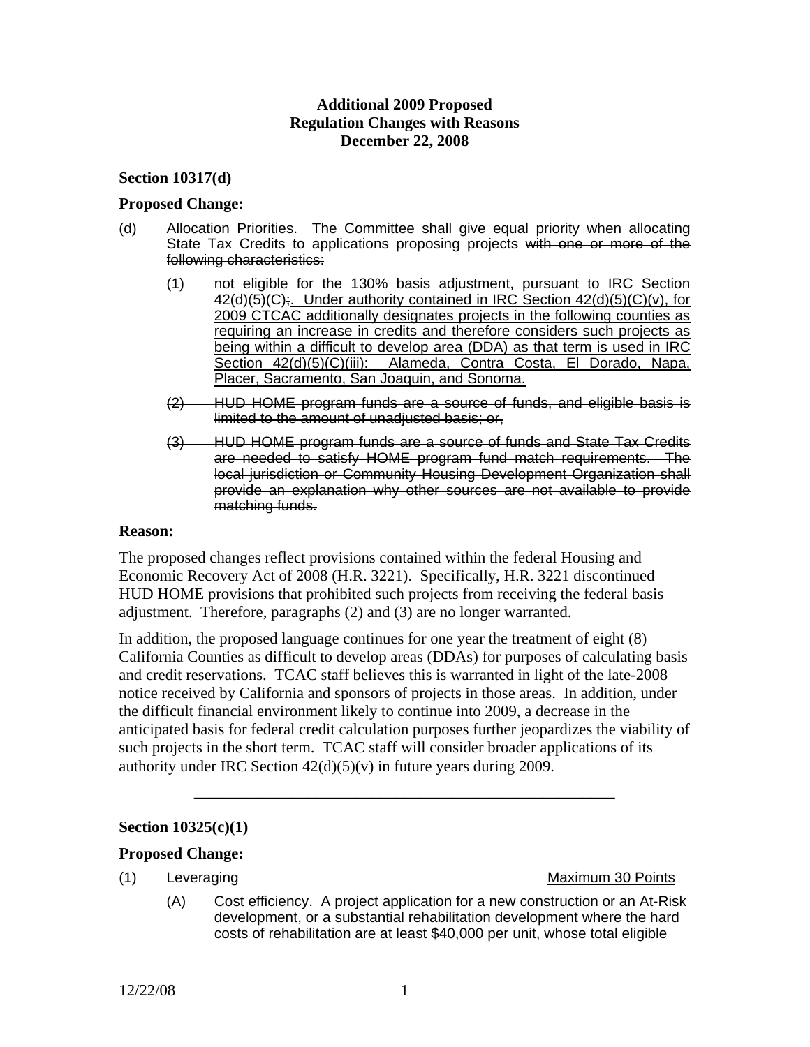**Additional 2009 Proposed**
**Regulation Changes with Reasons**
**December 22, 2008**

**Section 10317(d)**

**Proposed Change:**

(d) Allocation Priorities. The Committee shall give ~~equal~~ priority when allocating State Tax Credits to applications proposing projects ~~with one or more of the following characteristics:~~

~~(1)~~ not eligible for the 130% basis adjustment, pursuant to IRC Section 42(d)(5)(C)~~;~~. <u>Under authority contained in IRC Section 42(d)(5)(C)(v), for 2009 CTCAC additionally designates projects in the following counties as requiring an increase in credits and therefore considers such projects as being within a difficult to develop area (DDA) as that term is used in IRC Section 42(d)(5)(C)(iii): Alameda, Contra Costa, El Dorado, Napa, Placer, Sacramento, San Joaquin, and Sonoma.</u>

~~(2) HUD HOME program funds are a source of funds, and eligible basis is limited to the amount of unadjusted basis; or,~~

~~(3) HUD HOME program funds are a source of funds and State Tax Credits are needed to satisfy HOME program fund match requirements. The local jurisdiction or Community Housing Development Organization shall provide an explanation why other sources are not available to provide matching funds.~~

**Reason:**

The proposed changes reflect provisions contained within the federal Housing and Economic Recovery Act of 2008 (H.R. 3221). Specifically, H.R. 3221 discontinued HUD HOME provisions that prohibited such projects from receiving the federal basis adjustment. Therefore, paragraphs (2) and (3) are no longer warranted.

In addition, the proposed language continues for one year the treatment of eight (8) California Counties as difficult to develop areas (DDAs) for purposes of calculating basis and credit reservations. TCAC staff believes this is warranted in light of the late-2008 notice received by California and sponsors of projects in those areas. In addition, under the difficult financial environment likely to continue into 2009, a decrease in the anticipated basis for federal credit calculation purposes further jeopardizes the viability of such projects in the short term. TCAC staff will consider broader applications of its authority under IRC Section 42(d)(5)(v) in future years during 2009.

---

**Section 10325(c)(1)**

**Proposed Change:**

(1) Leveraging <u>Maximum 30 Points</u>

(A) Cost efficiency. A project application for a new construction or an At-Risk development, or a substantial rehabilitation development where the hard costs of rehabilitation are at least $40,000 per unit, whose total eligible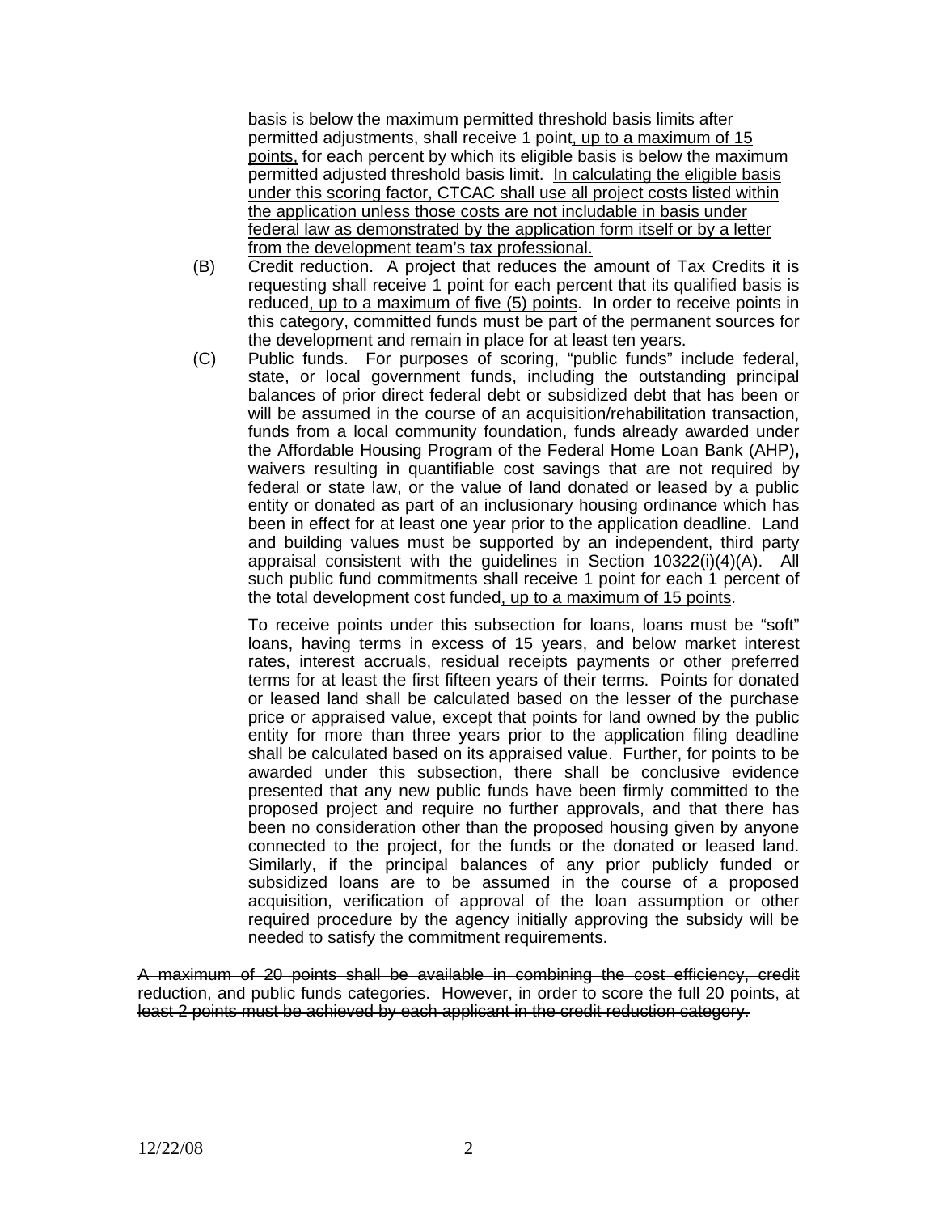basis is below the maximum permitted threshold basis limits after permitted adjustments, shall receive 1 point<u>, up to a maximum of 15 points,</u> for each percent by which its eligible basis is below the maximum permitted adjusted threshold basis limit. <u>In calculating the eligible basis under this scoring factor, CTCAC shall use all project costs listed within the application unless those costs are not includable in basis under federal law as demonstrated by the application form itself or by a letter from the development team's tax professional.</u>

(B) Credit reduction. A project that reduces the amount of Tax Credits it is requesting shall receive 1 point for each percent that its qualified basis is reduced<u>, up to a maximum of five (5) points</u>. In order to receive points in this category, committed funds must be part of the permanent sources for the development and remain in place for at least ten years.

(C) Public funds. For purposes of scoring, "public funds" include federal, state, or local government funds, including the outstanding principal balances of prior direct federal debt or subsidized debt that has been or will be assumed in the course of an acquisition/rehabilitation transaction, funds from a local community foundation, funds already awarded under the Affordable Housing Program of the Federal Home Loan Bank (AHP)**,** waivers resulting in quantifiable cost savings that are not required by federal or state law, or the value of land donated or leased by a public entity or donated as part of an inclusionary housing ordinance which has been in effect for at least one year prior to the application deadline. Land and building values must be supported by an independent, third party appraisal consistent with the guidelines in Section 10322(i)(4)(A). All such public fund commitments shall receive 1 point for each 1 percent of the total development cost funded<u>, up to a maximum of 15 points</u>.

To receive points under this subsection for loans, loans must be "soft" loans, having terms in excess of 15 years, and below market interest rates, interest accruals, residual receipts payments or other preferred terms for at least the first fifteen years of their terms. Points for donated or leased land shall be calculated based on the lesser of the purchase price or appraised value, except that points for land owned by the public entity for more than three years prior to the application filing deadline shall be calculated based on its appraised value. Further, for points to be awarded under this subsection, there shall be conclusive evidence presented that any new public funds have been firmly committed to the proposed project and require no further approvals, and that there has been no consideration other than the proposed housing given by anyone connected to the project, for the funds or the donated or leased land. Similarly, if the principal balances of any prior publicly funded or subsidized loans are to be assumed in the course of a proposed acquisition, verification of approval of the loan assumption or other required procedure by the agency initially approving the subsidy will be needed to satisfy the commitment requirements.

~~A maximum of 20 points shall be available in combining the cost efficiency, credit reduction, and public funds categories. However, in order to score the full 20 points, at least 2 points must be achieved by each applicant in the credit reduction category.~~

12/22/08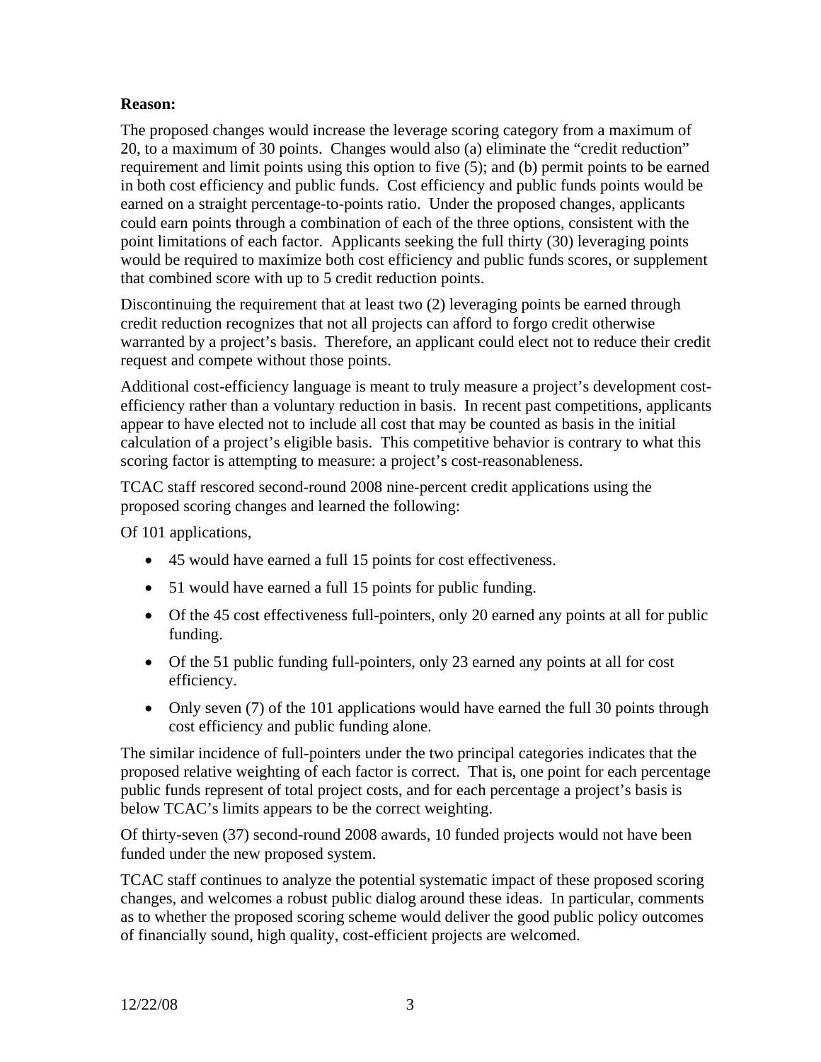**Reason:**

The proposed changes would increase the leverage scoring category from a maximum of 20, to a maximum of 30 points. Changes would also (a) eliminate the "credit reduction" requirement and limit points using this option to five (5); and (b) permit points to be earned in both cost efficiency and public funds. Cost efficiency and public funds points would be earned on a straight percentage-to-points ratio. Under the proposed changes, applicants could earn points through a combination of each of the three options, consistent with the point limitations of each factor. Applicants seeking the full thirty (30) leveraging points would be required to maximize both cost efficiency and public funds scores, or supplement that combined score with up to 5 credit reduction points.

Discontinuing the requirement that at least two (2) leveraging points be earned through credit reduction recognizes that not all projects can afford to forgo credit otherwise warranted by a project's basis. Therefore, an applicant could elect not to reduce their credit request and compete without those points.

Additional cost-efficiency language is meant to truly measure a project's development cost-efficiency rather than a voluntary reduction in basis. In recent past competitions, applicants appear to have elected not to include all cost that may be counted as basis in the initial calculation of a project's eligible basis. This competitive behavior is contrary to what this scoring factor is attempting to measure: a project's cost-reasonableness.

TCAC staff rescored second-round 2008 nine-percent credit applications using the proposed scoring changes and learned the following:

Of 101 applications,

- 45 would have earned a full 15 points for cost effectiveness.
- 51 would have earned a full 15 points for public funding.
- Of the 45 cost effectiveness full-pointers, only 20 earned any points at all for public funding.
- Of the 51 public funding full-pointers, only 23 earned any points at all for cost efficiency.
- Only seven (7) of the 101 applications would have earned the full 30 points through cost efficiency and public funding alone.

The similar incidence of full-pointers under the two principal categories indicates that the proposed relative weighting of each factor is correct. That is, one point for each percentage public funds represent of total project costs, and for each percentage a project's basis is below TCAC's limits appears to be the correct weighting.

Of thirty-seven (37) second-round 2008 awards, 10 funded projects would not have been funded under the new proposed system.

TCAC staff continues to analyze the potential systematic impact of these proposed scoring changes, and welcomes a robust public dialog around these ideas. In particular, comments as to whether the proposed scoring scheme would deliver the good public policy outcomes of financially sound, high quality, cost-efficient projects are welcomed.

12/22/08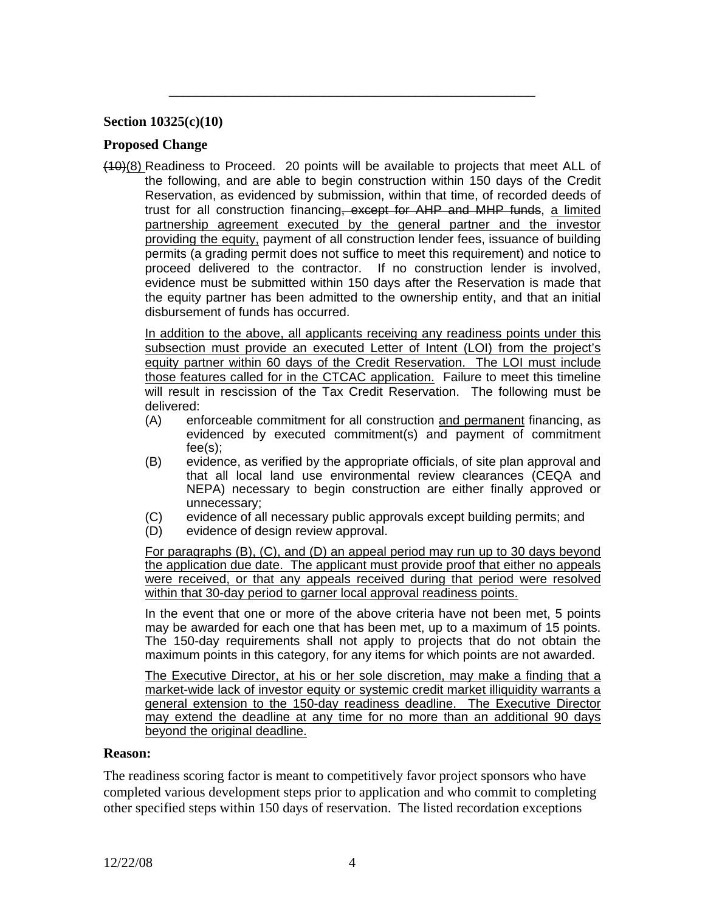---

**Section 10325(c)(10)**

**Proposed Change**

~~(10)~~(8) Readiness to Proceed. 20 points will be available to projects that meet ALL of the following, and are able to begin construction within 150 days of the Credit Reservation, as evidenced by submission, within that time, of recorded deeds of trust for all construction financing~~, except for AHP and MHP funds~~, <u>a limited partnership agreement executed by the general partner and the investor providing the equity,</u> payment of all construction lender fees, issuance of building permits (a grading permit does not suffice to meet this requirement) and notice to proceed delivered to the contractor. If no construction lender is involved, evidence must be submitted within 150 days after the Reservation is made that the equity partner has been admitted to the ownership entity, and that an initial disbursement of funds has occurred.

<u>In addition to the above, all applicants receiving any readiness points under this subsection must provide an executed Letter of Intent (LOI) from the project's equity partner within 60 days of the Credit Reservation. The LOI must include those features called for in the CTCAC application.</u> Failure to meet this timeline will result in rescission of the Tax Credit Reservation. The following must be delivered:

(A) enforceable commitment for all construction <u>and permanent</u> financing, as evidenced by executed commitment(s) and payment of commitment fee(s);

(B) evidence, as verified by the appropriate officials, of site plan approval and that all local land use environmental review clearances (CEQA and NEPA) necessary to begin construction are either finally approved or unnecessary;

(C) evidence of all necessary public approvals except building permits; and

(D) evidence of design review approval.

<u>For paragraphs (B), (C), and (D) an appeal period may run up to 30 days beyond the application due date. The applicant must provide proof that either no appeals were received, or that any appeals received during that period were resolved within that 30-day period to garner local approval readiness points.</u>

In the event that one or more of the above criteria have not been met, 5 points may be awarded for each one that has been met, up to a maximum of 15 points. The 150-day requirements shall not apply to projects that do not obtain the maximum points in this category, for any items for which points are not awarded.

<u>The Executive Director, at his or her sole discretion, may make a finding that a market-wide lack of investor equity or systemic credit market illiquidity warrants a general extension to the 150-day readiness deadline. The Executive Director may extend the deadline at any time for no more than an additional 90 days beyond the original deadline.</u>

**Reason:**

The readiness scoring factor is meant to competitively favor project sponsors who have completed various development steps prior to application and who commit to completing other specified steps within 150 days of reservation. The listed recordation exceptions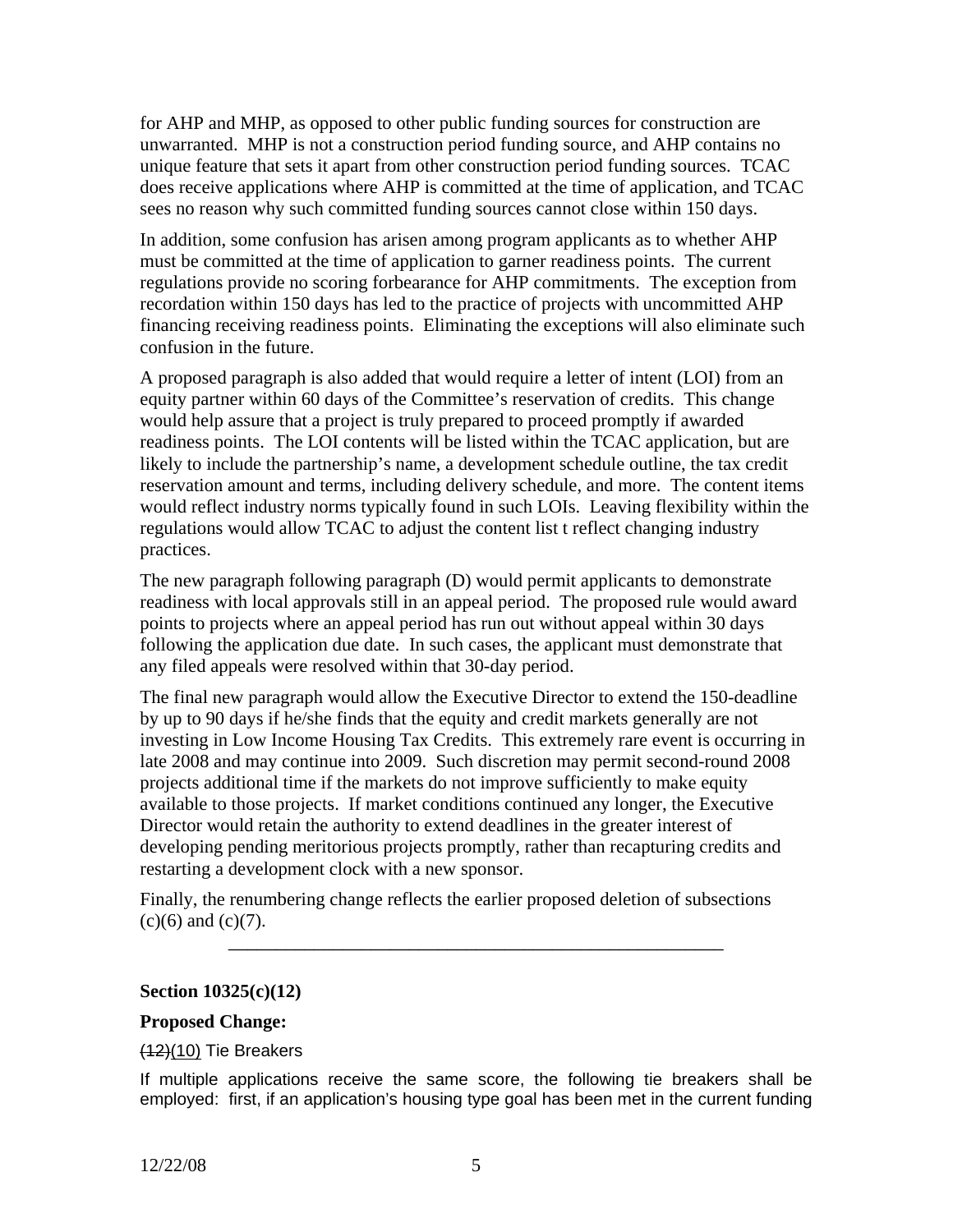for AHP and MHP, as opposed to other public funding sources for construction are unwarranted. MHP is not a construction period funding source, and AHP contains no unique feature that sets it apart from other construction period funding sources. TCAC does receive applications where AHP is committed at the time of application, and TCAC sees no reason why such committed funding sources cannot close within 150 days.

In addition, some confusion has arisen among program applicants as to whether AHP must be committed at the time of application to garner readiness points. The current regulations provide no scoring forbearance for AHP commitments. The exception from recordation within 150 days has led to the practice of projects with uncommitted AHP financing receiving readiness points. Eliminating the exceptions will also eliminate such confusion in the future.

A proposed paragraph is also added that would require a letter of intent (LOI) from an equity partner within 60 days of the Committee's reservation of credits. This change would help assure that a project is truly prepared to proceed promptly if awarded readiness points. The LOI contents will be listed within the TCAC application, but are likely to include the partnership's name, a development schedule outline, the tax credit reservation amount and terms, including delivery schedule, and more. The content items would reflect industry norms typically found in such LOIs. Leaving flexibility within the regulations would allow TCAC to adjust the content list t reflect changing industry practices.

The new paragraph following paragraph (D) would permit applicants to demonstrate readiness with local approvals still in an appeal period. The proposed rule would award points to projects where an appeal period has run out without appeal within 30 days following the application due date. In such cases, the applicant must demonstrate that any filed appeals were resolved within that 30-day period.

The final new paragraph would allow the Executive Director to extend the 150-deadline by up to 90 days if he/she finds that the equity and credit markets generally are not investing in Low Income Housing Tax Credits. This extremely rare event is occurring in late 2008 and may continue into 2009. Such discretion may permit second-round 2008 projects additional time if the markets do not improve sufficiently to make equity available to those projects. If market conditions continued any longer, the Executive Director would retain the authority to extend deadlines in the greater interest of developing pending meritorious projects promptly, rather than recapturing credits and restarting a development clock with a new sponsor.

Finally, the renumbering change reflects the earlier proposed deletion of subsections (c)(6) and (c)(7).

---

**Section 10325(c)(12)**

**Proposed Change:**

~~(12)~~(10) Tie Breakers

If multiple applications receive the same score, the following tie breakers shall be employed: first, if an application's housing type goal has been met in the current funding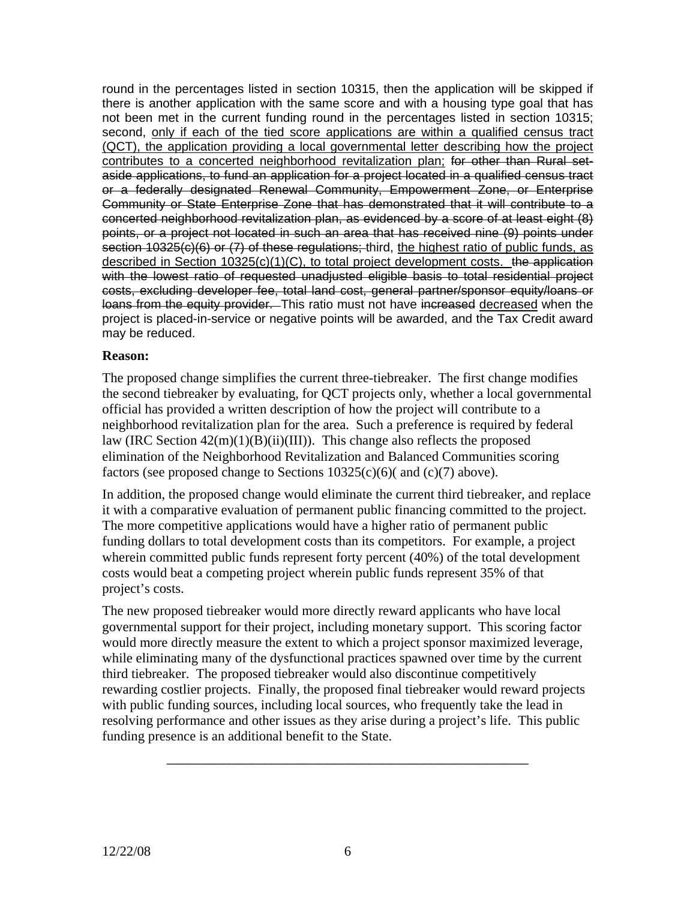round in the percentages listed in section 10315, then the application will be skipped if there is another application with the same score and with a housing type goal that has not been met in the current funding round in the percentages listed in section 10315; second, <u>only if each of the tied score applications are within a qualified census tract (QCT), the application providing a local governmental letter describing how the project contributes to a concerted neighborhood revitalization plan;</u> ~~for other than Rural set-aside applications, to fund an application for a project located in a qualified census tract or a federally designated Renewal Community, Empowerment Zone, or Enterprise Community or State Enterprise Zone that has demonstrated that it will contribute to a concerted neighborhood revitalization plan, as evidenced by a score of at least eight (8) points, or a project not located in such an area that has received nine (9) points under section 10325(c)(6) or (7) of these regulations;~~ third, <u>the highest ratio of public funds, as described in Section 10325(c)(1)(C), to total project development costs.</u> ~~the application with the lowest ratio of requested unadjusted eligible basis to total residential project costs, excluding developer fee, total land cost, general partner/sponsor equity/loans or loans from the equity provider.~~ This ratio must not have ~~increased~~ <u>decreased</u> when the project is placed-in-service or negative points will be awarded, and the Tax Credit award may be reduced.

**Reason:**

The proposed change simplifies the current three-tiebreaker. The first change modifies the second tiebreaker by evaluating, for QCT projects only, whether a local governmental official has provided a written description of how the project will contribute to a neighborhood revitalization plan for the area. Such a preference is required by federal law (IRC Section 42(m)(1)(B)(ii)(III)). This change also reflects the proposed elimination of the Neighborhood Revitalization and Balanced Communities scoring factors (see proposed change to Sections 10325(c)(6)( and (c)(7) above).

In addition, the proposed change would eliminate the current third tiebreaker, and replace it with a comparative evaluation of permanent public financing committed to the project. The more competitive applications would have a higher ratio of permanent public funding dollars to total development costs than its competitors. For example, a project wherein committed public funds represent forty percent (40%) of the total development costs would beat a competing project wherein public funds represent 35% of that project's costs.

The new proposed tiebreaker would more directly reward applicants who have local governmental support for their project, including monetary support. This scoring factor would more directly measure the extent to which a project sponsor maximized leverage, while eliminating many of the dysfunctional practices spawned over time by the current third tiebreaker. The proposed tiebreaker would also discontinue competitively rewarding costlier projects. Finally, the proposed final tiebreaker would reward projects with public funding sources, including local sources, who frequently take the lead in resolving performance and other issues as they arise during a project's life. This public funding presence is an additional benefit to the State.

---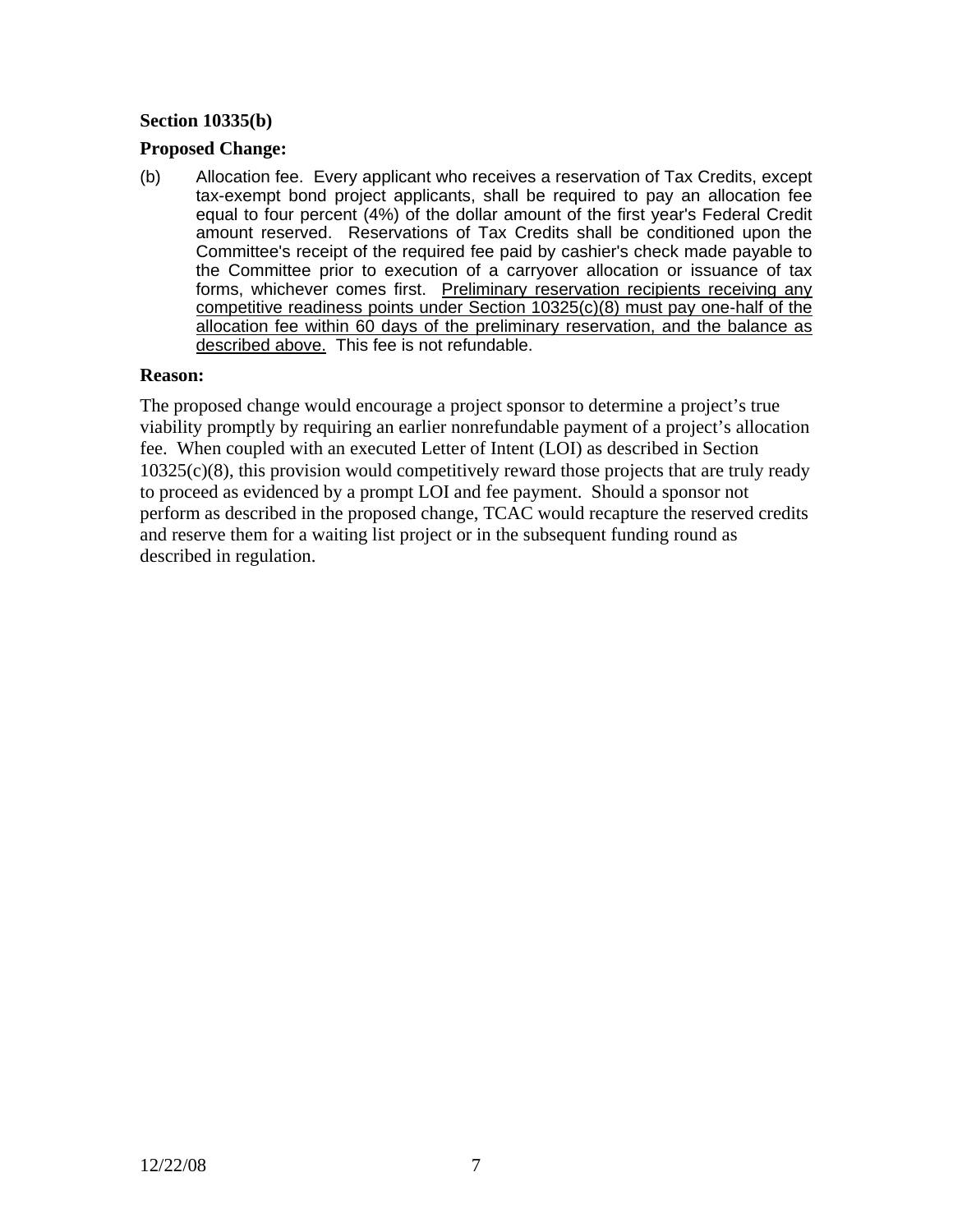**Section 10335(b)**

**Proposed Change:**

(b) Allocation fee. Every applicant who receives a reservation of Tax Credits, except tax-exempt bond project applicants, shall be required to pay an allocation fee equal to four percent (4%) of the dollar amount of the first year's Federal Credit amount reserved. Reservations of Tax Credits shall be conditioned upon the Committee's receipt of the required fee paid by cashier's check made payable to the Committee prior to execution of a carryover allocation or issuance of tax forms, whichever comes first. <u>Preliminary reservation recipients receiving any competitive readiness points under Section 10325(c)(8) must pay one-half of the allocation fee within 60 days of the preliminary reservation, and the balance as described above.</u> This fee is not refundable.

**Reason:**

The proposed change would encourage a project sponsor to determine a project's true viability promptly by requiring an earlier nonrefundable payment of a project's allocation fee. When coupled with an executed Letter of Intent (LOI) as described in Section 10325(c)(8), this provision would competitively reward those projects that are truly ready to proceed as evidenced by a prompt LOI and fee payment. Should a sponsor not perform as described in the proposed change, TCAC would recapture the reserved credits and reserve them for a waiting list project or in the subsequent funding round as described in regulation.